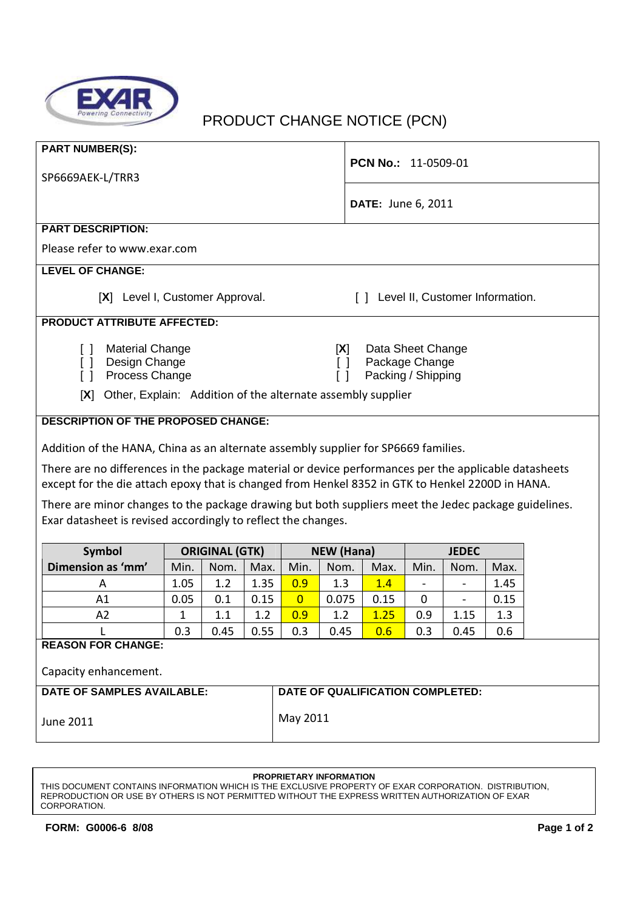EXAR Powering Connectivity

# PRODUCT CHANGE NOTICE (PCN)

**PART NUMBER(S):**

SP6669AEK-L/TRR3

**PCN No.:** 11-0509-01

**DATE:** June 6, 2011

**PART DESCRIPTION:**

Please refer to www.exar.com

**LEVEL OF CHANGE:**

[**X**] Level I, Customer Approval.  [ ] Level II, Customer Information.

**PRODUCT ATTRIBUTE AFFECTED:**

- [ ] Material Change
- [ ] Design Change
- [ ] Process Change
- [**X**] Data Sheet Change
- [ ] Package Change
- [ ] Packing / Shipping

[**X**] Other, Explain: Addition of the alternate assembly supplier

**DESCRIPTION OF THE PROPOSED CHANGE:**

Addition of the HANA, China as an alternate assembly supplier for SP6669 families.

There are no differences in the package material or device performances per the applicable datasheets except for the die attach epoxy that is changed from Henkel 8352 in GTK to Henkel 2200D in HANA.

There are minor changes to the package drawing but both suppliers meet the Jedec package guidelines. Exar datasheet is revised accordingly to reflect the changes.

| Symbol | ORIGINAL (GTK) | | | NEW (Hana) | | | JEDEC | | |
|---|---|---|---|---|---|---|---|---|---|
| Dimension as 'mm' | Min. | Nom. | Max. | Min. | Nom. | Max. | Min. | Nom. | Max. |
| A | 1.05 | 1.2 | 1.35 | 0.9 | 1.3 | 1.4 | - | - | 1.45 |
| A1 | 0.05 | 0.1 | 0.15 | 0 | 0.075 | 0.15 | 0 | - | 0.15 |
| A2 | 1 | 1.1 | 1.2 | 0.9 | 1.2 | 1.25 | 0.9 | 1.15 | 1.3 |
| L | 0.3 | 0.45 | 0.55 | 0.3 | 0.45 | 0.6 | 0.3 | 0.45 | 0.6 |

**REASON FOR CHANGE:**

Capacity enhancement.

**DATE OF SAMPLES AVAILABLE:**

June 2011

**DATE OF QUALIFICATION COMPLETED:**

May 2011

**PROPRIETARY INFORMATION**

THIS DOCUMENT CONTAINS INFORMATION WHICH IS THE EXCLUSIVE PROPERTY OF EXAR CORPORATION. DISTRIBUTION, REPRODUCTION OR USE BY OTHERS IS NOT PERMITTED WITHOUT THE EXPRESS WRITTEN AUTHORIZATION OF EXAR CORPORATION.

**FORM: G0006-6 8/08**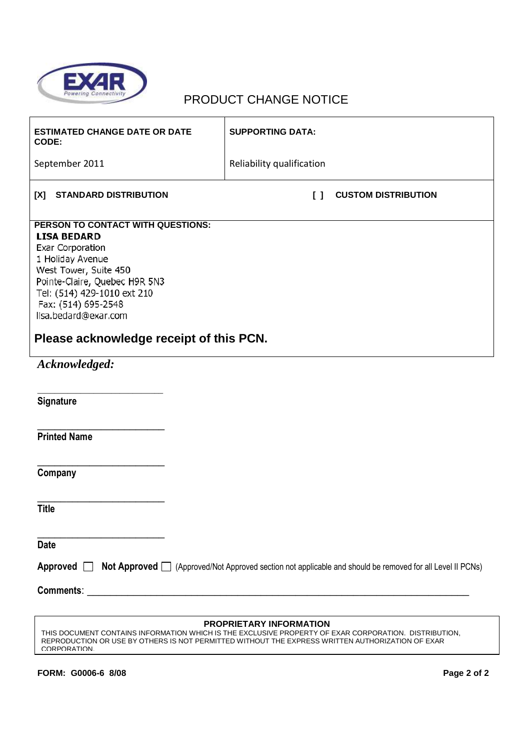# PRODUCT CHANGE NOTICE

| **ESTIMATED CHANGE DATE OR DATE CODE:** | **SUPPORTING DATA:** |
|---|---|
| September 2011 | Reliability qualification |

**[X] STANDARD DISTRIBUTION** **[ ] CUSTOM DISTRIBUTION**

**PERSON TO CONTACT WITH QUESTIONS:**
**LISA BEDARD**
Exar Corporation
1 Holiday Avenue
West Tower, Suite 450
Pointe-Claire, Quebec H9R 5N3
Tel: (514) 429-1010 ext 210
Fax: (514) 695-2548
lisa.bedard@exar.com

**Please acknowledge receipt of this PCN.**

***Acknowledged:***

\_\_\_\_\_\_\_\_\_\_\_\_\_\_\_\_\_\_\_\_\_\_\_\_\_\_
**Signature**

\_\_\_\_\_\_\_\_\_\_\_\_\_\_\_\_\_\_\_\_\_\_\_\_\_\_
**Printed Name**

\_\_\_\_\_\_\_\_\_\_\_\_\_\_\_\_\_\_\_\_\_\_\_\_\_\_
**Company**

\_\_\_\_\_\_\_\_\_\_\_\_\_\_\_\_\_\_\_\_\_\_\_\_\_\_
**Title**

\_\_\_\_\_\_\_\_\_\_\_\_\_\_\_\_\_\_\_\_\_\_\_\_\_\_
**Date**

**Approved** ☐ **Not Approved** ☐ (Approved/Not Approved section not applicable and should be removed for all Level II PCNs)

**Comments**: \_\_\_\_\_\_\_\_\_\_\_\_\_\_\_\_\_\_\_\_\_\_\_\_\_\_\_\_\_\_\_\_\_\_\_\_\_\_\_\_\_\_\_\_\_\_\_\_\_\_\_\_\_\_\_\_\_\_\_\_\_\_\_\_\_\_\_\_\_\_\_\_

**PROPRIETARY INFORMATION**
THIS DOCUMENT CONTAINS INFORMATION WHICH IS THE EXCLUSIVE PROPERTY OF EXAR CORPORATION. DISTRIBUTION, REPRODUCTION OR USE BY OTHERS IS NOT PERMITTED WITHOUT THE EXPRESS WRITTEN AUTHORIZATION OF EXAR CORPORATION.

**FORM: G0006-6 8/08**